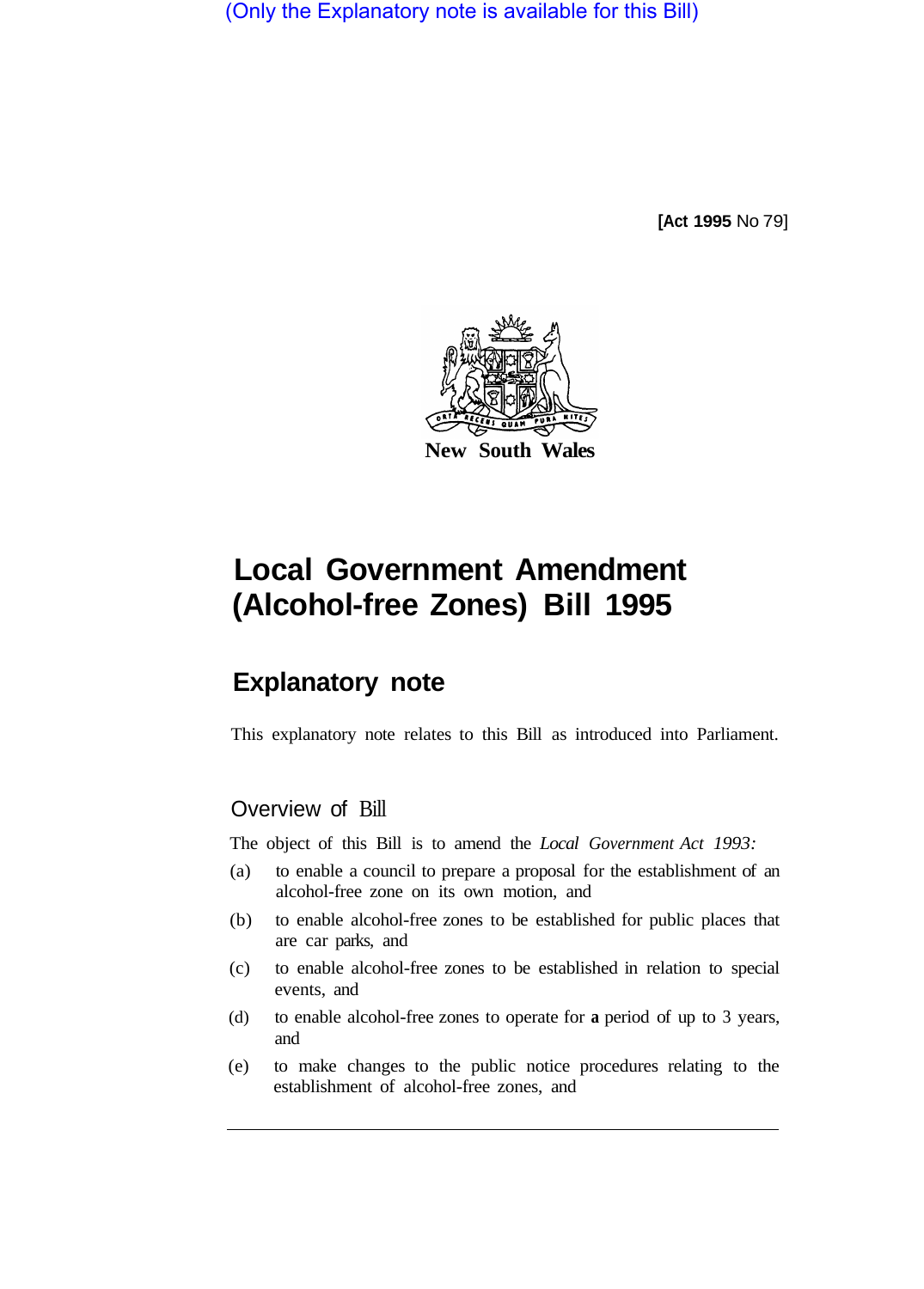(Only the Explanatory note is available for this Bill)

[Act 1995 No 79]

New South Wales

# Local Government Amendment (Alcohol-free Zones) Bill 1995

## Explanatory note

This explanatory note relates to this Bill as introduced into Parliament.

### Overview of Bill

The object of this Bill is to amend the *Local Government Act 1993:*

(a) to enable a council to prepare a proposal for the establishment of an alcohol-free zone on its own motion, and

(b) to enable alcohol-free zones to be established for public places that are car parks, and

(c) to enable alcohol-free zones to be established in relation to special events, and

(d) to enable alcohol-free zones to operate for a period of up to 3 years, and

(e) to make changes to the public notice procedures relating to the establishment of alcohol-free zones, and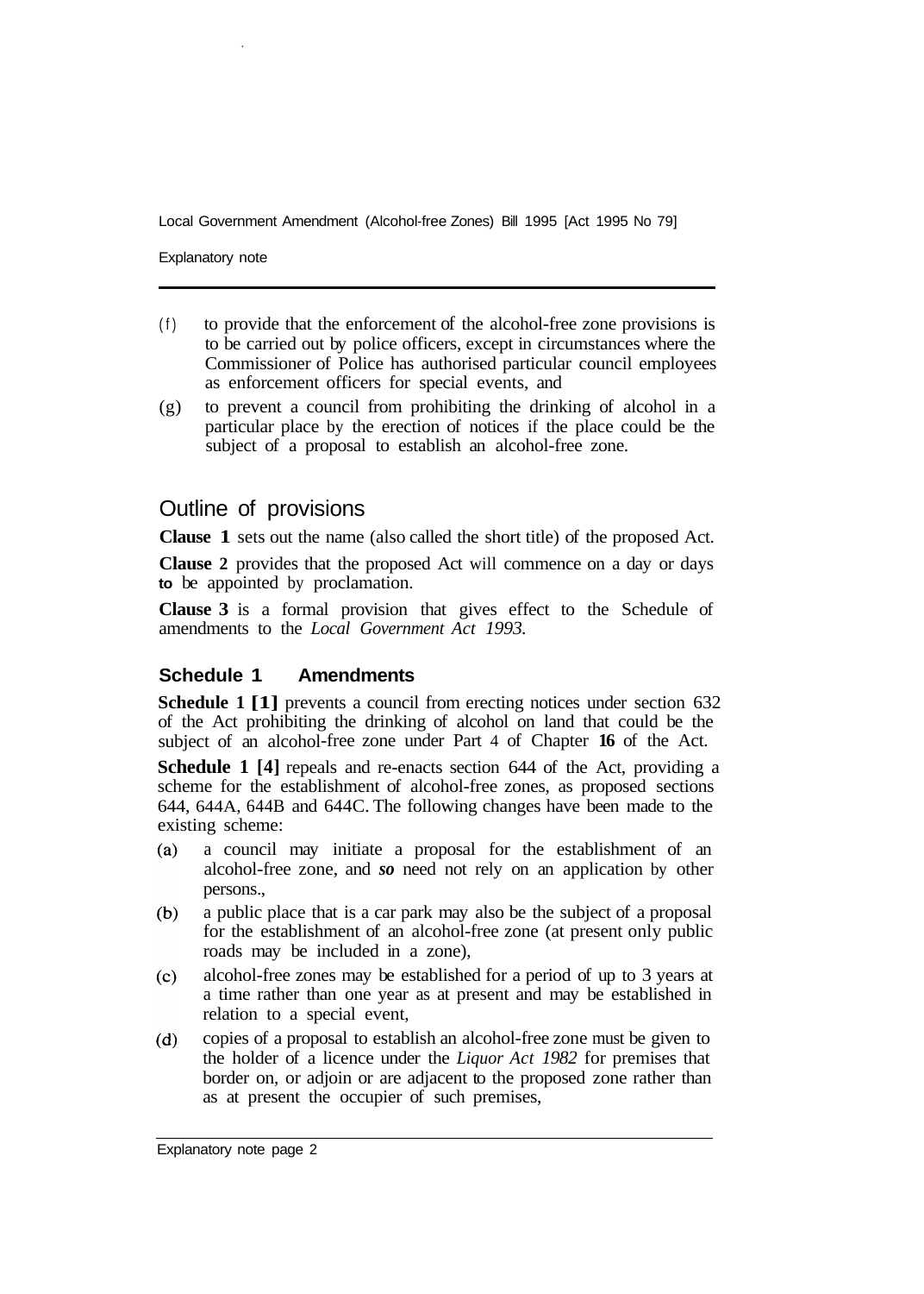(f) to provide that the enforcement of the alcohol-free zone provisions is to be carried out by police officers, except in circumstances where the Commissioner of Police has authorised particular council employees as enforcement officers for special events, and

(g) to prevent a council from prohibiting the drinking of alcohol in a particular place by the erection of notices if the place could be the subject of a proposal to establish an alcohol-free zone.

## Outline of provisions

**Clause 1** sets out the name (also called the short title) of the proposed Act.

**Clause 2** provides that the proposed Act will commence on a day or days to be appointed by proclamation.

**Clause 3** is a formal provision that gives effect to the Schedule of amendments to the *Local Government Act 1993*.

### Schedule 1 Amendments

**Schedule 1 [1]** prevents a council from erecting notices under section 632 of the Act prohibiting the drinking of alcohol on land that could be the subject of an alcohol-free zone under Part 4 of Chapter **16** of the Act.

**Schedule 1 [4]** repeals and re-enacts section 644 of the Act, providing a scheme for the establishment of alcohol-free zones, as proposed sections 644, 644A, 644B and 644C. The following changes have been made to the existing scheme:

(a) a council may initiate a proposal for the establishment of an alcohol-free zone, and *so* need not rely on an application by other persons.,

(b) a public place that is a car park may also be the subject of a proposal for the establishment of an alcohol-free zone (at present only public roads may be included in a zone),

(c) alcohol-free zones may be established for a period of up to 3 years at a time rather than one year as at present and may be established in relation to a special event,

(d) copies of a proposal to establish an alcohol-free zone must be given to the holder of a licence under the *Liquor Act 1982* for premises that border on, or adjoin or are adjacent to the proposed zone rather than as at present the occupier of such premises,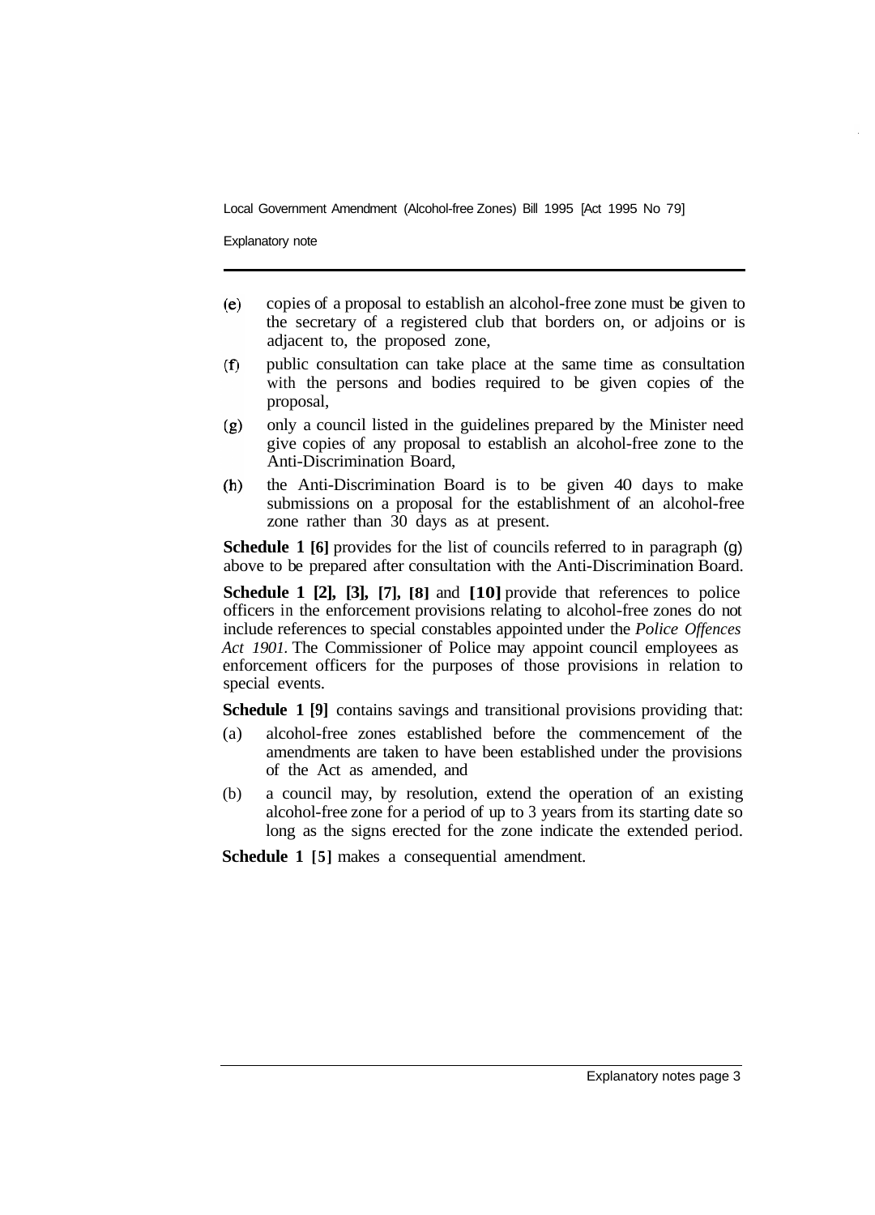(e) copies of a proposal to establish an alcohol-free zone must be given to the secretary of a registered club that borders on, or adjoins or is adjacent to, the proposed zone,

(f) public consultation can take place at the same time as consultation with the persons and bodies required to be given copies of the proposal,

(g) only a council listed in the guidelines prepared by the Minister need give copies of any proposal to establish an alcohol-free zone to the Anti-Discrimination Board,

(h) the Anti-Discrimination Board is to be given 40 days to make submissions on a proposal for the establishment of an alcohol-free zone rather than 30 days as at present.

**Schedule 1 [6]** provides for the list of councils referred to in paragraph (g) above to be prepared after consultation with the Anti-Discrimination Board.

**Schedule 1 [2], [3], [7], [8]** and **[10]** provide that references to police officers in the enforcement provisions relating to alcohol-free zones do not include references to special constables appointed under the *Police Offences Act 1901.* The Commissioner of Police may appoint council employees as enforcement officers for the purposes of those provisions in relation to special events.

**Schedule 1 [9]** contains savings and transitional provisions providing that:

(a) alcohol-free zones established before the commencement of the amendments are taken to have been established under the provisions of the Act as amended, and

(b) a council may, by resolution, extend the operation of an existing alcohol-free zone for a period of up to 3 years from its starting date so long as the signs erected for the zone indicate the extended period.

**Schedule 1 [5]** makes a consequential amendment.